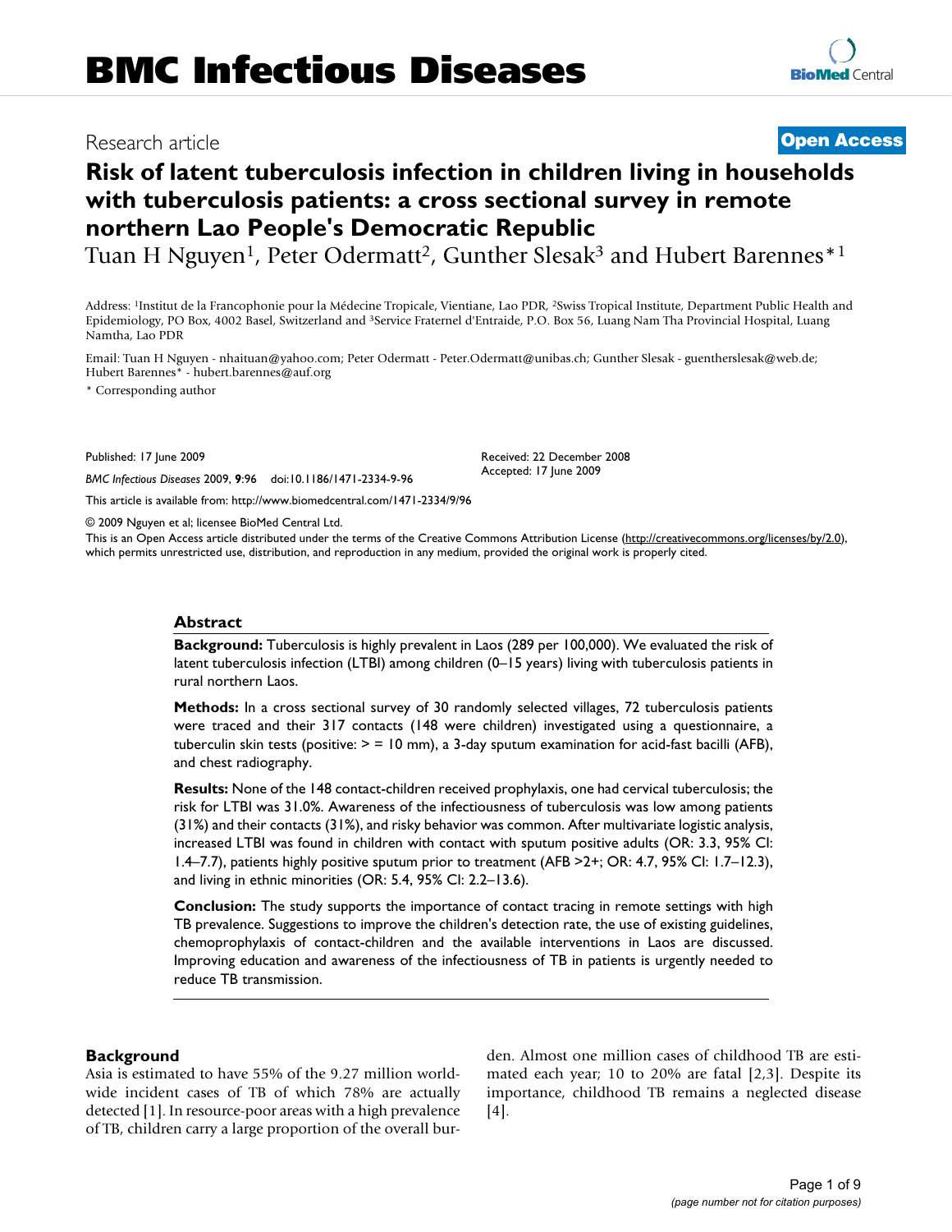# BMC Infectious Diseases

Research article

**Open Access**

# Risk of latent tuberculosis infection in children living in households with tuberculosis patients: a cross sectional survey in remote northern Lao People's Democratic Republic

Tuan H Nguyen[1], Peter Odermatt[2], Gunther Slesak[3] and Hubert Barennes*[1]

Address: [1]Institut de la Francophonie pour la Médecine Tropicale, Vientiane, Lao PDR, [2]Swiss Tropical Institute, Department Public Health and Epidemiology, PO Box, 4002 Basel, Switzerland and [3]Service Fraternel d'Entraide, P.O. Box 56, Luang Nam Tha Provincial Hospital, Luang Namtha, Lao PDR

Email: Tuan H Nguyen - nhaituan@yahoo.com; Peter Odermatt - Peter.Odermatt@unibas.ch; Gunther Slesak - guenthersleak@web.de; Hubert Barennes* - hubert.barennes@auf.org

\* Corresponding author

Published: 17 June 2009

*BMC Infectious Diseases* 2009, **9**:96 doi:10.1186/1471-2334-9-96

Received: 22 December 2008
Accepted: 17 June 2009

This article is available from: http://www.biomedcentral.com/1471-2334/9/96

© 2009 Nguyen et al; licensee BioMed Central Ltd.

This is an Open Access article distributed under the terms of the Creative Commons Attribution License (http://creativecommons.org/licenses/by/2.0), which permits unrestricted use, distribution, and reproduction in any medium, provided the original work is properly cited.

## Abstract

**Background:** Tuberculosis is highly prevalent in Laos (289 per 100,000). We evaluated the risk of latent tuberculosis infection (LTBI) among children (0–15 years) living with tuberculosis patients in rural northern Laos.

**Methods:** In a cross sectional survey of 30 randomly selected villages, 72 tuberculosis patients were traced and their 317 contacts (148 were children) investigated using a questionnaire, a tuberculin skin tests (positive: > = 10 mm), a 3-day sputum examination for acid-fast bacilli (AFB), and chest radiography.

**Results:** None of the 148 contact-children received prophylaxis, one had cervical tuberculosis; the risk for LTBI was 31.0%. Awareness of the infectiousness of tuberculosis was low among patients (31%) and their contacts (31%), and risky behavior was common. After multivariate logistic analysis, increased LTBI was found in children with contact with sputum positive adults (OR: 3.3, 95% CI: 1.4–7.7), patients highly positive sputum prior to treatment (AFB >2+; OR: 4.7, 95% CI: 1.7–12.3), and living in ethnic minorities (OR: 5.4, 95% CI: 2.2–13.6).

**Conclusion:** The study supports the importance of contact tracing in remote settings with high TB prevalence. Suggestions to improve the children's detection rate, the use of existing guidelines, chemoprophylaxis of contact-children and the available interventions in Laos are discussed. Improving education and awareness of the infectiousness of TB in patients is urgently needed to reduce TB transmission.

## Background

Asia is estimated to have 55% of the 9.27 million worldwide incident cases of TB of which 78% are actually detected [1]. In resource-poor areas with a high prevalence of TB, children carry a large proportion of the overall burden. Almost one million cases of childhood TB are estimated each year; 10 to 20% are fatal [2,3]. Despite its importance, childhood TB remains a neglected disease [4].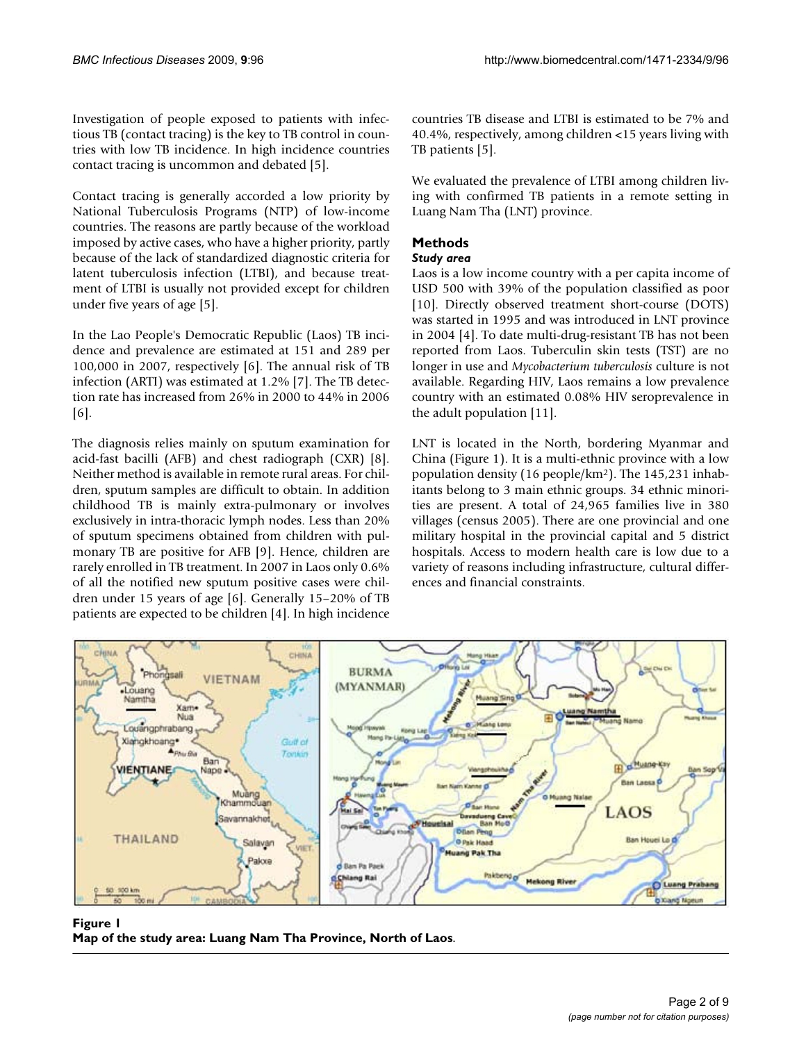Investigation of people exposed to patients with infectious TB (contact tracing) is the key to TB control in countries with low TB incidence. In high incidence countries contact tracing is uncommon and debated [5].

Contact tracing is generally accorded a low priority by National Tuberculosis Programs (NTP) of low-income countries. The reasons are partly because of the workload imposed by active cases, who have a higher priority, partly because of the lack of standardized diagnostic criteria for latent tuberculosis infection (LTBI), and because treatment of LTBI is usually not provided except for children under five years of age [5].

In the Lao People's Democratic Republic (Laos) TB incidence and prevalence are estimated at 151 and 289 per 100,000 in 2007, respectively [6]. The annual risk of TB infection (ARTI) was estimated at 1.2% [7]. The TB detection rate has increased from 26% in 2000 to 44% in 2006 [6].

The diagnosis relies mainly on sputum examination for acid-fast bacilli (AFB) and chest radiograph (CXR) [8]. Neither method is available in remote rural areas. For children, sputum samples are difficult to obtain. In addition childhood TB is mainly extra-pulmonary or involves exclusively in intra-thoracic lymph nodes. Less than 20% of sputum specimens obtained from children with pulmonary TB are positive for AFB [9]. Hence, children are rarely enrolled in TB treatment. In 2007 in Laos only 0.6% of all the notified new sputum positive cases were children under 15 years of age [6]. Generally 15–20% of TB patients are expected to be children [4]. In high incidence countries TB disease and LTBI is estimated to be 7% and 40.4%, respectively, among children <15 years living with TB patients [5].

We evaluated the prevalence of LTBI among children living with confirmed TB patients in a remote setting in Luang Nam Tha (LNT) province.

## Methods

### *Study area*

Laos is a low income country with a per capita income of USD 500 with 39% of the population classified as poor [10]. Directly observed treatment short-course (DOTS) was started in 1995 and was introduced in LNT province in 2004 [4]. To date multi-drug-resistant TB has not been reported from Laos. Tuberculin skin tests (TST) are no longer in use and *Mycobacterium tuberculosis* culture is not available. Regarding HIV, Laos remains a low prevalence country with an estimated 0.08% HIV seroprevalence in the adult population [11].

LNT is located in the North, bordering Myanmar and China (Figure 1). It is a multi-ethnic province with a low population density (16 people/km$^2$). The 145,231 inhabitants belong to 3 main ethnic groups. 34 ethnic minorities are present. A total of 24,965 families live in 380 villages (census 2005). There are one provincial and one military hospital in the provincial capital and 5 district hospitals. Access to modern health care is low due to a variety of reasons including infrastructure, cultural differences and financial constraints.

**Figure 1**
**Map of the study area: Luang Nam Tha Province, North of Laos**.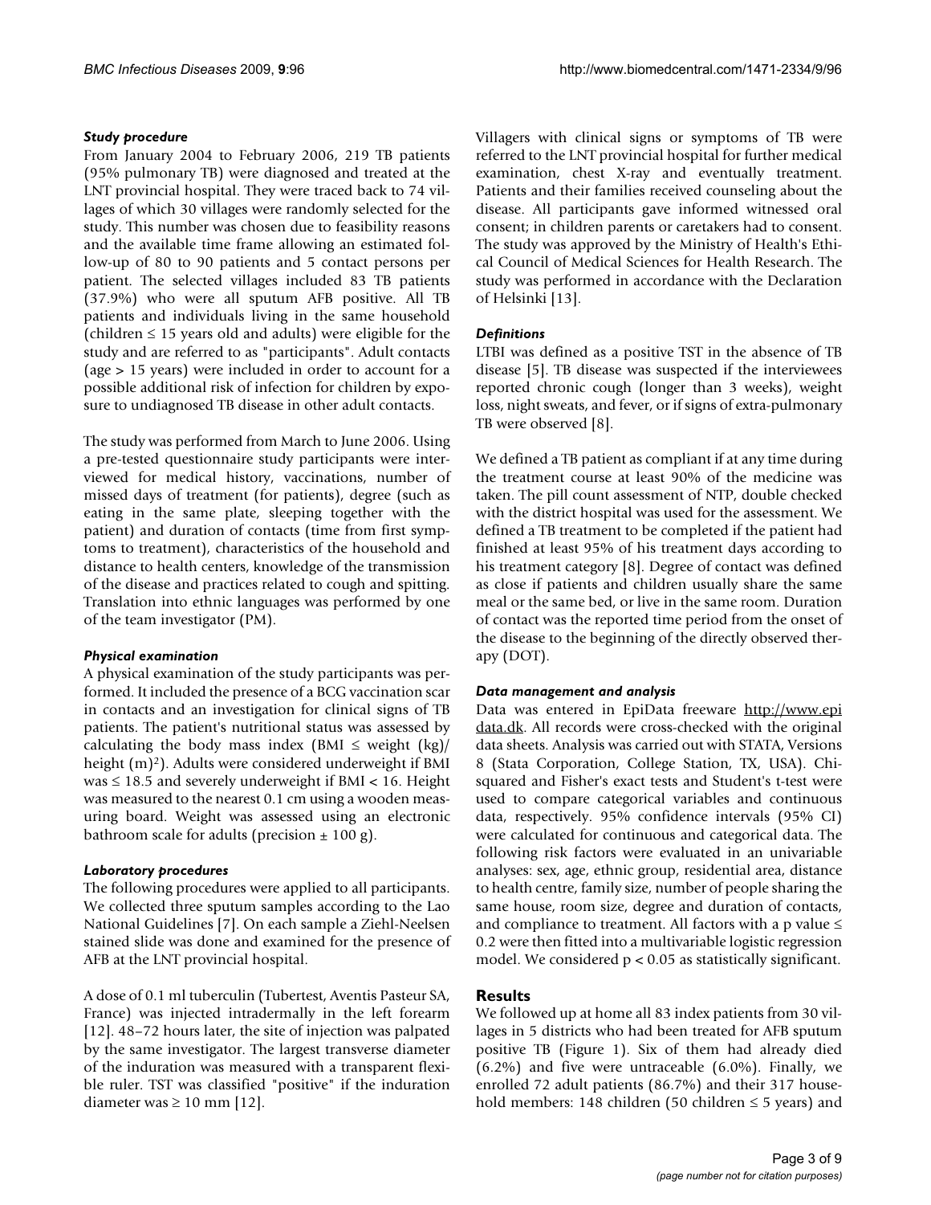#### *Study procedure*

From January 2004 to February 2006, 219 TB patients (95% pulmonary TB) were diagnosed and treated at the LNT provincial hospital. They were traced back to 74 villages of which 30 villages were randomly selected for the study. This number was chosen due to feasibility reasons and the available time frame allowing an estimated follow-up of 80 to 90 patients and 5 contact persons per patient. The selected villages included 83 TB patients (37.9%) who were all sputum AFB positive. All TB patients and individuals living in the same household (children ≤ 15 years old and adults) were eligible for the study and are referred to as "participants". Adult contacts (age > 15 years) were included in order to account for a possible additional risk of infection for children by exposure to undiagnosed TB disease in other adult contacts.

The study was performed from March to June 2006. Using a pre-tested questionnaire study participants were interviewed for medical history, vaccinations, number of missed days of treatment (for patients), degree (such as eating in the same plate, sleeping together with the patient) and duration of contacts (time from first symptoms to treatment), characteristics of the household and distance to health centers, knowledge of the transmission of the disease and practices related to cough and spitting. Translation into ethnic languages was performed by one of the team investigator (PM).

#### *Physical examination*

A physical examination of the study participants was performed. It included the presence of a BCG vaccination scar in contacts and an investigation for clinical signs of TB patients. The patient's nutritional status was assessed by calculating the body mass index (BMI ≤ weight (kg)/ height (m)$^2$). Adults were considered underweight if BMI was ≤ 18.5 and severely underweight if BMI < 16. Height was measured to the nearest 0.1 cm using a wooden measuring board. Weight was assessed using an electronic bathroom scale for adults (precision ± 100 g).

#### *Laboratory procedures*

The following procedures were applied to all participants. We collected three sputum samples according to the Lao National Guidelines [7]. On each sample a Ziehl-Neelsen stained slide was done and examined for the presence of AFB at the LNT provincial hospital.

A dose of 0.1 ml tuberculin (Tubertest, Aventis Pasteur SA, France) was injected intradermally in the left forearm [12]. 48–72 hours later, the site of injection was palpated by the same investigator. The largest transverse diameter of the induration was measured with a transparent flexible ruler. TST was classified "positive" if the induration diameter was ≥ 10 mm [12].

Villagers with clinical signs or symptoms of TB were referred to the LNT provincial hospital for further medical examination, chest X-ray and eventually treatment. Patients and their families received counseling about the disease. All participants gave informed witnessed oral consent; in children parents or caretakers had to consent. The study was approved by the Ministry of Health's Ethical Council of Medical Sciences for Health Research. The study was performed in accordance with the Declaration of Helsinki [13].

#### *Definitions*

LTBI was defined as a positive TST in the absence of TB disease [5]. TB disease was suspected if the interviewees reported chronic cough (longer than 3 weeks), weight loss, night sweats, and fever, or if signs of extra-pulmonary TB were observed [8].

We defined a TB patient as compliant if at any time during the treatment course at least 90% of the medicine was taken. The pill count assessment of NTP, double checked with the district hospital was used for the assessment. We defined a TB treatment to be completed if the patient had finished at least 95% of his treatment days according to his treatment category [8]. Degree of contact was defined as close if patients and children usually share the same meal or the same bed, or live in the same room. Duration of contact was the reported time period from the onset of the disease to the beginning of the directly observed therapy (DOT).

#### *Data management and analysis*

Data was entered in EpiData freeware http://www.epidata.dk. All records were cross-checked with the original data sheets. Analysis was carried out with STATA, Versions 8 (Stata Corporation, College Station, TX, USA). Chi-squared and Fisher's exact tests and Student's t-test were used to compare categorical variables and continuous data, respectively. 95% confidence intervals (95% CI) were calculated for continuous and categorical data. The following risk factors were evaluated in an univariable analyses: sex, age, ethnic group, residential area, distance to health centre, family size, number of people sharing the same house, room size, degree and duration of contacts, and compliance to treatment. All factors with a p value ≤ 0.2 were then fitted into a multivariable logistic regression model. We considered $p < 0.05$ as statistically significant.

## Results

We followed up at home all 83 index patients from 30 villages in 5 districts who had been treated for AFB sputum positive TB (Figure 1). Six of them had already died (6.2%) and five were untraceable (6.0%). Finally, we enrolled 72 adult patients (86.7%) and their 317 household members: 148 children (50 children ≤ 5 years) and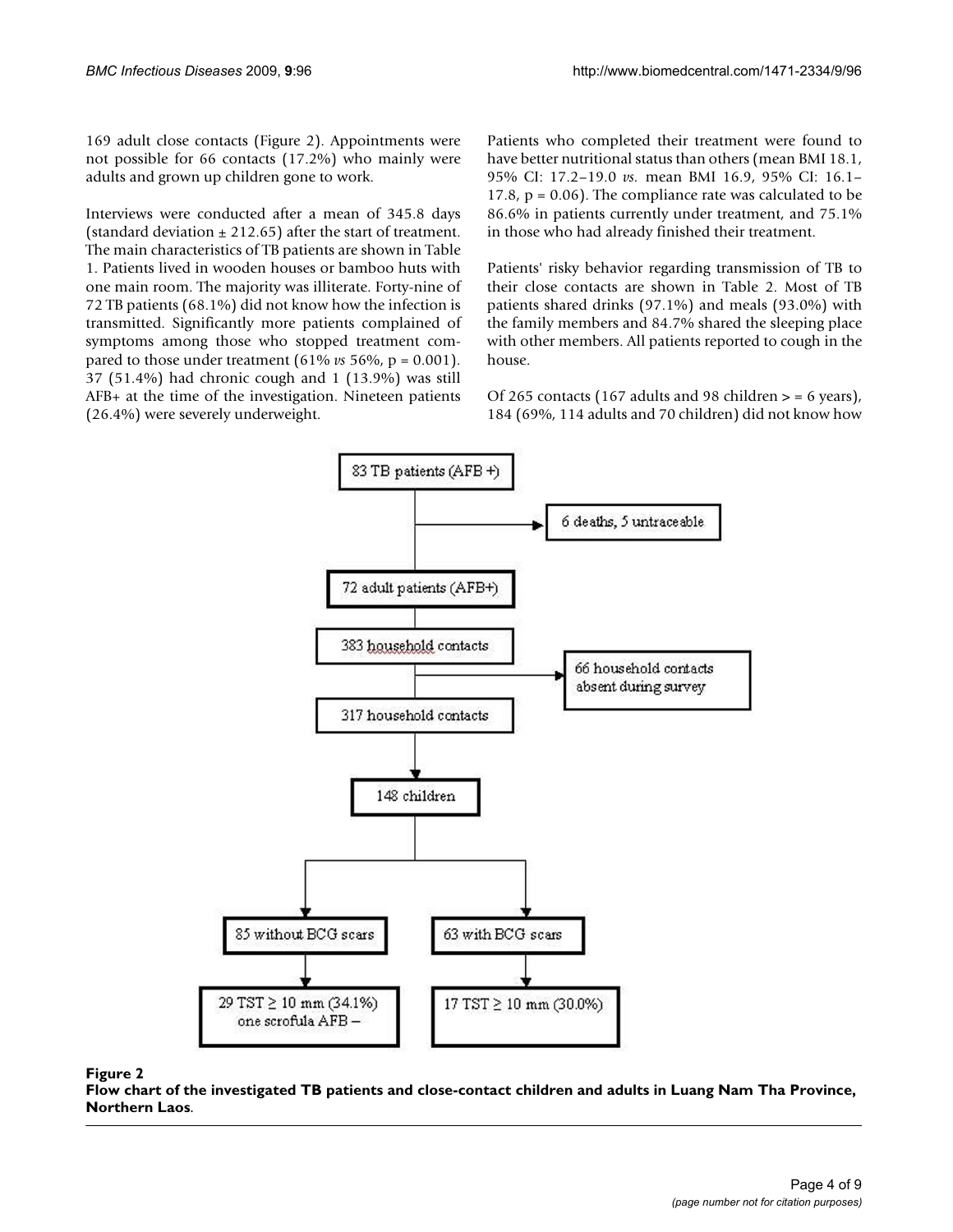169 adult close contacts (Figure 2). Appointments were not possible for 66 contacts (17.2%) who mainly were adults and grown up children gone to work.

Interviews were conducted after a mean of 345.8 days (standard deviation ± 212.65) after the start of treatment. The main characteristics of TB patients are shown in Table 1. Patients lived in wooden houses or bamboo huts with one main room. The majority was illiterate. Forty-nine of 72 TB patients (68.1%) did not know how the infection is transmitted. Significantly more patients complained of symptoms among those who stopped treatment compared to those under treatment (61% *vs* 56%, p = 0.001). 37 (51.4%) had chronic cough and 1 (13.9%) was still AFB+ at the time of the investigation. Nineteen patients (26.4%) were severely underweight.

Patients who completed their treatment were found to have better nutritional status than others (mean BMI 18.1, 95% CI: 17.2–19.0 *vs.* mean BMI 16.9, 95% CI: 16.1–17.8, p = 0.06). The compliance rate was calculated to be 86.6% in patients currently under treatment, and 75.1% in those who had already finished their treatment.

Patients' risky behavior regarding transmission of TB to their close contacts are shown in Table 2. Most of TB patients shared drinks (97.1%) and meals (93.0%) with the family members and 84.7% shared the sleeping place with other members. All patients reported to cough in the house.

Of 265 contacts (167 adults and 98 children > = 6 years), 184 (69%, 114 adults and 70 children) did not know how

**Figure 2**

**Flow chart of the investigated TB patients and close-contact children and adults in Luang Nam Tha Province, Northern Laos**.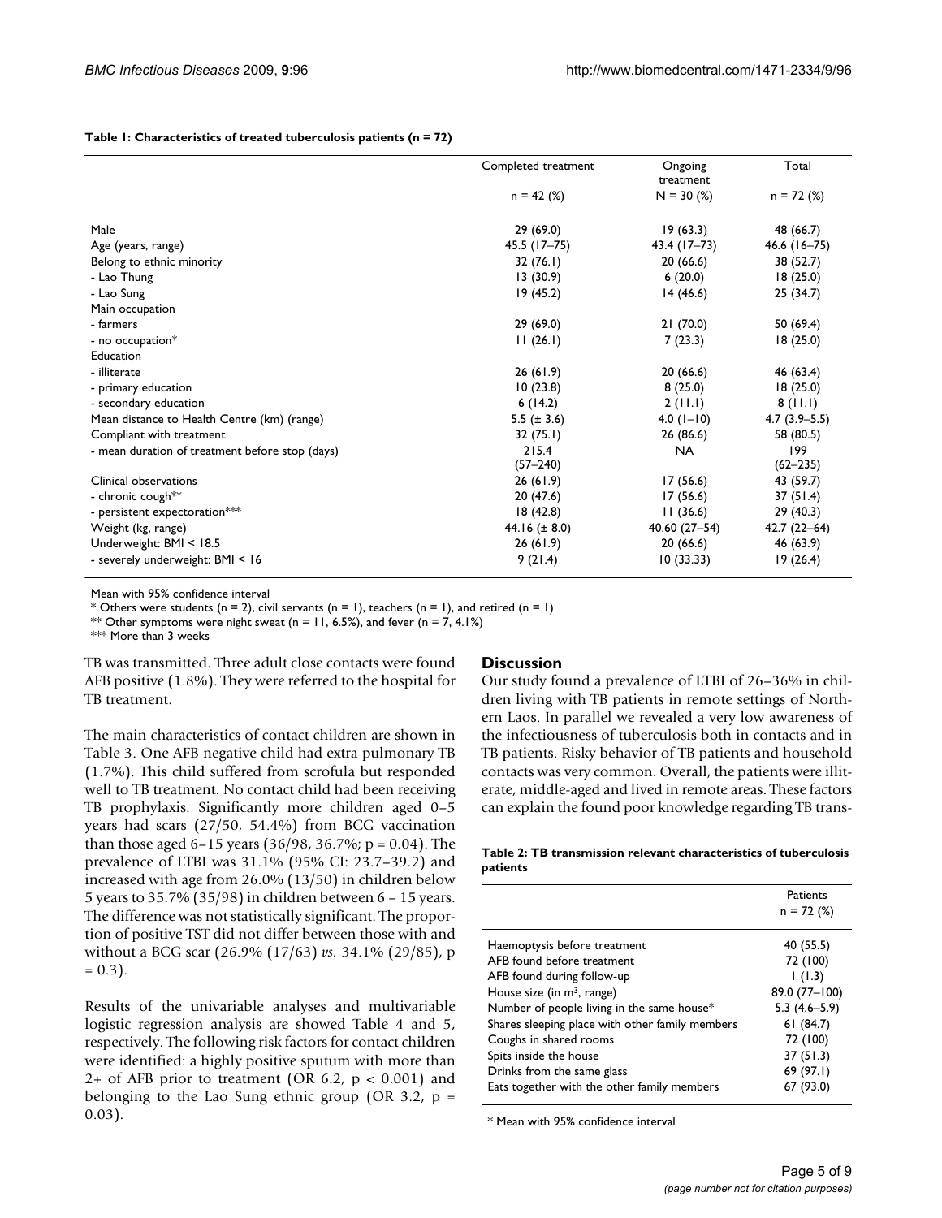**Table 1: Characteristics of treated tuberculosis patients (n = 72)**

| | Completed treatment | Ongoing treatment | Total |
|---|---|---|---|
| | n = 42 (%) | N = 30 (%) | n = 72 (%) |
| Male | 29 (69.0) | 19 (63.3) | 48 (66.7) |
| Age (years, range) | 45.5 (17–75) | 43.4 (17–73) | 46.6 (16–75) |
| Belong to ethnic minority | 32 (76.1) | 20 (66.6) | 38 (52.7) |
| - Lao Thung | 13 (30.9) | 6 (20.0) | 18 (25.0) |
| - Lao Sung | 19 (45.2) | 14 (46.6) | 25 (34.7) |
| Main occupation | | | |
| - farmers | 29 (69.0) | 21 (70.0) | 50 (69.4) |
| - no occupation* | 11 (26.1) | 7 (23.3) | 18 (25.0) |
| Education | | | |
| - illiterate | 26 (61.9) | 20 (66.6) | 46 (63.4) |
| - primary education | 10 (23.8) | 8 (25.0) | 18 (25.0) |
| - secondary education | 6 (14.2) | 2 (11.1) | 8 (11.1) |
| Mean distance to Health Centre (km) (range) | 5.5 (± 3.6) | 4.0 (1–10) | 4.7 (3.9–5.5) |
| Compliant with treatment | 32 (75.1) | 26 (86.6) | 58 (80.5) |
| - mean duration of treatment before stop (days) | 215.4 (57–240) | NA | 199 (62–235) |
| Clinical observations | 26 (61.9) | 17 (56.6) | 43 (59.7) |
| - chronic cough** | 20 (47.6) | 17 (56.6) | 37 (51.4) |
| - persistent expectoration*** | 18 (42.8) | 11 (36.6) | 29 (40.3) |
| Weight (kg, range) | 44.16 (± 8.0) | 40.60 (27–54) | 42.7 (22–64) |
| Underweight: BMI < 18.5 | 26 (61.9) | 20 (66.6) | 46 (63.9) |
| - severely underweight: BMI < 16 | 9 (21.4) | 10 (33.33) | 19 (26.4) |

Mean with 95% confidence interval

* Others were students (n = 2), civil servants (n = 1), teachers (n = 1), and retired (n = 1)

** Other symptoms were night sweat (n = 11, 6.5%), and fever (n = 7, 4.1%)

*** More than 3 weeks

TB was transmitted. Three adult close contacts were found AFB positive (1.8%). They were referred to the hospital for TB treatment.

The main characteristics of contact children are shown in Table 3. One AFB negative child had extra pulmonary TB (1.7%). This child suffered from scrofula but responded well to TB treatment. No contact child had been receiving TB prophylaxis. Significantly more children aged 0–5 years had scars (27/50, 54.4%) from BCG vaccination than those aged 6–15 years (36/98, 36.7%; p = 0.04). The prevalence of LTBI was 31.1% (95% CI: 23.7–39.2) and increased with age from 26.0% (13/50) in children below 5 years to 35.7% (35/98) in children between 6 – 15 years. The difference was not statistically significant. The proportion of positive TST did not differ between those with and without a BCG scar (26.9% (17/63) *vs.* 34.1% (29/85), p = 0.3).

Results of the univariable analyses and multivariable logistic regression analysis are showed Table 4 and 5, respectively. The following risk factors for contact children were identified: a highly positive sputum with more than 2+ of AFB prior to treatment (OR 6.2, $p < 0.001$) and belonging to the Lao Sung ethnic group (OR 3.2, p = 0.03).

## Discussion

Our study found a prevalence of LTBI of 26–36% in children living with TB patients in remote settings of Northern Laos. In parallel we revealed a very low awareness of the infectiousness of tuberculosis both in contacts and in TB patients. Risky behavior of TB patients and household contacts was very common. Overall, the patients were illiterate, middle-aged and lived in remote areas. These factors can explain the found poor knowledge regarding TB trans-

**Table 2: TB transmission relevant characteristics of tuberculosis patients**

| | Patients n = 72 (%) |
|---|---|
| Haemoptysis before treatment | 40 (55.5) |
| AFB found before treatment | 72 (100) |
| AFB found during follow-up | 1 (1.3) |
| House size (in $m^3$, range) | 89.0 (77–100) |
| Number of people living in the same house* | 5.3 (4.6–5.9) |
| Shares sleeping place with other family members | 61 (84.7) |
| Coughs in shared rooms | 72 (100) |
| Spits inside the house | 37 (51.3) |
| Drinks from the same glass | 69 (97.1) |
| Eats together with the other family members | 67 (93.0) |

* Mean with 95% confidence interval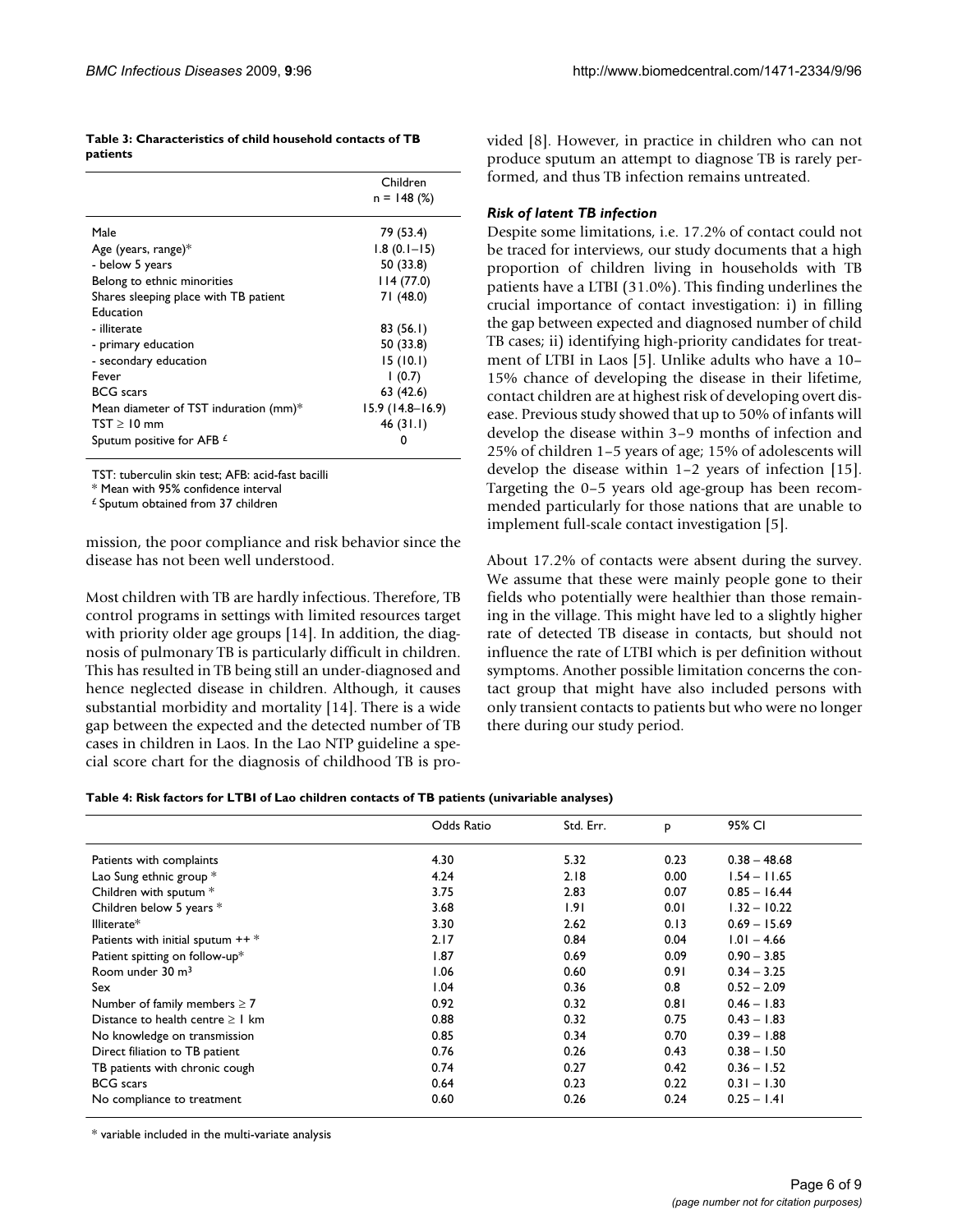**Table 3: Characteristics of child household contacts of TB patients**

| | Children n = 148 (%) |
|---|---|
| Male | 79 (53.4) |
| Age (years, range)* | 1.8 (0.1–15) |
| - below 5 years | 50 (33.8) |
| Belong to ethnic minorities | 114 (77.0) |
| Shares sleeping place with TB patient | 71 (48.0) |
| Education | |
| - illiterate | 83 (56.1) |
| - primary education | 50 (33.8) |
| - secondary education | 15 (10.1) |
| Fever | 1 (0.7) |
| BCG scars | 63 (42.6) |
| Mean diameter of TST induration (mm)* | 15.9 (14.8–16.9) |
| TST ≥ 10 mm | 46 (31.1) |
| Sputum positive for AFB £ | 0 |

TST: tuberculin skin test; AFB: acid-fast bacilli

* Mean with 95% confidence interval

£ Sputum obtained from 37 children

mission, the poor compliance and risk behavior since the disease has not been well understood.

Most children with TB are hardly infectious. Therefore, TB control programs in settings with limited resources target with priority older age groups [14]. In addition, the diagnosis of pulmonary TB is particularly difficult in children. This has resulted in TB being still an under-diagnosed and hence neglected disease in children. Although, it causes substantial morbidity and mortality [14]. There is a wide gap between the expected and the detected number of TB cases in children in Laos. In the Lao NTP guideline a special score chart for the diagnosis of childhood TB is provided [8]. However, in practice in children who can not produce sputum an attempt to diagnose TB is rarely performed, and thus TB infection remains untreated.

### *Risk of latent TB infection*

Despite some limitations, i.e. 17.2% of contact could not be traced for interviews, our study documents that a high proportion of children living in households with TB patients have a LTBI (31.0%). This finding underlines the crucial importance of contact investigation: i) in filling the gap between expected and diagnosed number of child TB cases; ii) identifying high-priority candidates for treatment of LTBI in Laos [5]. Unlike adults who have a 10–15% chance of developing the disease in their lifetime, contact children are at highest risk of developing overt disease. Previous study showed that up to 50% of infants will develop the disease within 3–9 months of infection and 25% of children 1–5 years of age; 15% of adolescents will develop the disease within 1–2 years of infection [15]. Targeting the 0–5 years old age-group has been recommended particularly for those nations that are unable to implement full-scale contact investigation [5].

About 17.2% of contacts were absent during the survey. We assume that these were mainly people gone to their fields who potentially were healthier than those remaining in the village. This might have led to a slightly higher rate of detected TB disease in contacts, but should not influence the rate of LTBI which is per definition without symptoms. Another possible limitation concerns the contact group that might have also included persons with only transient contacts to patients but who were no longer there during our study period.

**Table 4: Risk factors for LTBI of Lao children contacts of TB patients (univariable analyses)**

| | Odds Ratio | Std. Err. | p | 95% CI |
|---|---|---|---|---|
| Patients with complaints | 4.30 | 5.32 | 0.23 | 0.38 – 48.68 |
| Lao Sung ethnic group * | 4.24 | 2.18 | 0.00 | 1.54 – 11.65 |
| Children with sputum * | 3.75 | 2.83 | 0.07 | 0.85 – 16.44 |
| Children below 5 years * | 3.68 | 1.91 | 0.01 | 1.32 – 10.22 |
| Illiterate* | 3.30 | 2.62 | 0.13 | 0.69 – 15.69 |
| Patients with initial sputum ++ * | 2.17 | 0.84 | 0.04 | 1.01 – 4.66 |
| Patient spitting on follow-up* | 1.87 | 0.69 | 0.09 | 0.90 – 3.85 |
| Room under 30 $m^3$ | 1.06 | 0.60 | 0.91 | 0.34 – 3.25 |
| Sex | 1.04 | 0.36 | 0.8 | 0.52 – 2.09 |
| Number of family members ≥ 7 | 0.92 | 0.32 | 0.81 | 0.46 – 1.83 |
| Distance to health centre ≥ 1 km | 0.88 | 0.32 | 0.75 | 0.43 – 1.83 |
| No knowledge on transmission | 0.85 | 0.34 | 0.70 | 0.39 – 1.88 |
| Direct filiation to TB patient | 0.76 | 0.26 | 0.43 | 0.38 – 1.50 |
| TB patients with chronic cough | 0.74 | 0.27 | 0.42 | 0.36 – 1.52 |
| BCG scars | 0.64 | 0.23 | 0.22 | 0.31 – 1.30 |
| No compliance to treatment | 0.60 | 0.26 | 0.24 | 0.25 – 1.41 |

* variable included in the multi-variate analysis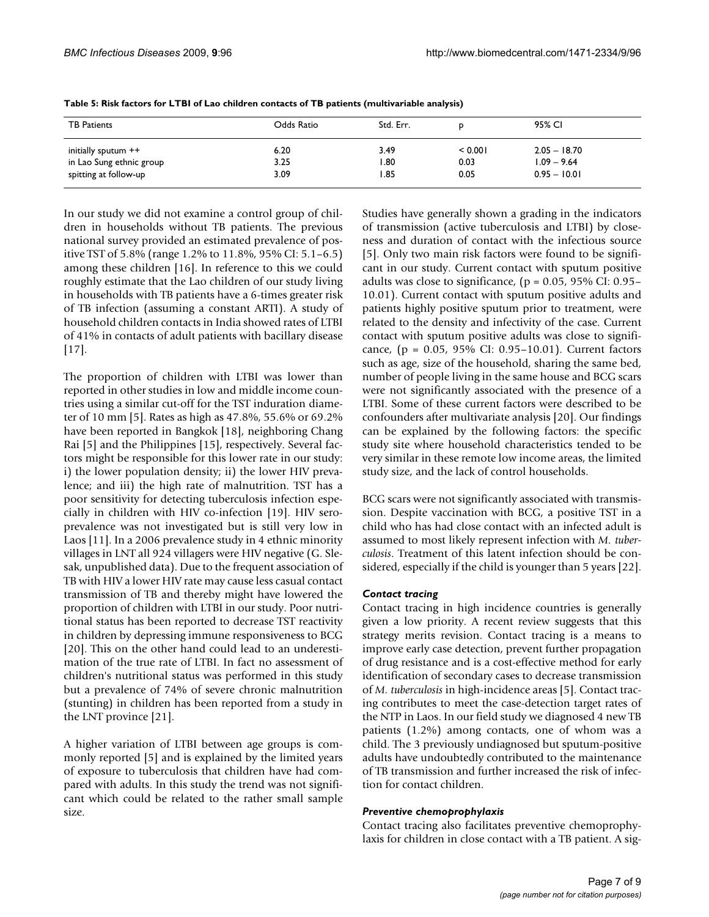**Table 5: Risk factors for LTBI of Lao children contacts of TB patients (multivariable analysis)**

| TB Patients | Odds Ratio | Std. Err. | p | 95% CI |
|---|---|---|---|---|
| initially sputum ++ | 6.20 | 3.49 | < 0.001 | 2.05 – 18.70 |
| in Lao Sung ethnic group | 3.25 | 1.80 | 0.03 | 1.09 – 9.64 |
| spitting at follow-up | 3.09 | 1.85 | 0.05 | 0.95 – 10.01 |

In our study we did not examine a control group of children in households without TB patients. The previous national survey provided an estimated prevalence of positive TST of 5.8% (range 1.2% to 11.8%, 95% CI: 5.1–6.5) among these children [16]. In reference to this we could roughly estimate that the Lao children of our study living in households with TB patients have a 6-times greater risk of TB infection (assuming a constant ARTI). A study of household children contacts in India showed rates of LTBI of 41% in contacts of adult patients with bacillary disease [17].

The proportion of children with LTBI was lower than reported in other studies in low and middle income countries using a similar cut-off for the TST induration diameter of 10 mm [5]. Rates as high as 47.8%, 55.6% or 69.2% have been reported in Bangkok [18], neighboring Chang Rai [5] and the Philippines [15], respectively. Several factors might be responsible for this lower rate in our study: i) the lower population density; ii) the lower HIV prevalence; and iii) the high rate of malnutrition. TST has a poor sensitivity for detecting tuberculosis infection especially in children with HIV co-infection [19]. HIV seroprevalence was not investigated but is still very low in Laos [11]. In a 2006 prevalence study in 4 ethnic minority villages in LNT all 924 villagers were HIV negative (G. Slesak, unpublished data). Due to the frequent association of TB with HIV a lower HIV rate may cause less casual contact transmission of TB and thereby might have lowered the proportion of children with LTBI in our study. Poor nutritional status has been reported to decrease TST reactivity in children by depressing immune responsiveness to BCG [20]. This on the other hand could lead to an underestimation of the true rate of LTBI. In fact no assessment of children's nutritional status was performed in this study but a prevalence of 74% of severe chronic malnutrition (stunting) in children has been reported from a study in the LNT province [21].

A higher variation of LTBI between age groups is commonly reported [5] and is explained by the limited years of exposure to tuberculosis that children have had compared with adults. In this study the trend was not significant which could be related to the rather small sample size.

Studies have generally shown a grading in the indicators of transmission (active tuberculosis and LTBI) by closeness and duration of contact with the infectious source [5]. Only two main risk factors were found to be significant in our study. Current contact with sputum positive adults was close to significance, (p = 0.05, 95% CI: 0.95–10.01). Current contact with sputum positive adults and patients highly positive sputum prior to treatment, were related to the density and infectivity of the case. Current contact with sputum positive adults was close to significance, (p = 0.05, 95% CI: 0.95–10.01). Current factors such as age, size of the household, sharing the same bed, number of people living in the same house and BCG scars were not significantly associated with the presence of a LTBI. Some of these current factors were described to be confounders after multivariate analysis [20]. Our findings can be explained by the following factors: the specific study site where household characteristics tended to be very similar in these remote low income areas, the limited study size, and the lack of control households.

BCG scars were not significantly associated with transmission. Despite vaccination with BCG, a positive TST in a child who has had close contact with an infected adult is assumed to most likely represent infection with *M. tuberculosis*. Treatment of this latent infection should be considered, especially if the child is younger than 5 years [22].

### *Contact tracing*

Contact tracing in high incidence countries is generally given a low priority. A recent review suggests that this strategy merits revision. Contact tracing is a means to improve early case detection, prevent further propagation of drug resistance and is a cost-effective method for early identification of secondary cases to decrease transmission of *M. tuberculosis* in high-incidence areas [5]. Contact tracing contributes to meet the case-detection target rates of the NTP in Laos. In our field study we diagnosed 4 new TB patients (1.2%) among contacts, one of whom was a child. The 3 previously undiagnosed but sputum-positive adults have undoubtedly contributed to the maintenance of TB transmission and further increased the risk of infection for contact children.

### *Preventive chemoprophylaxis*

Contact tracing also facilitates preventive chemoprophylaxis for children in close contact with a TB patient. A sig-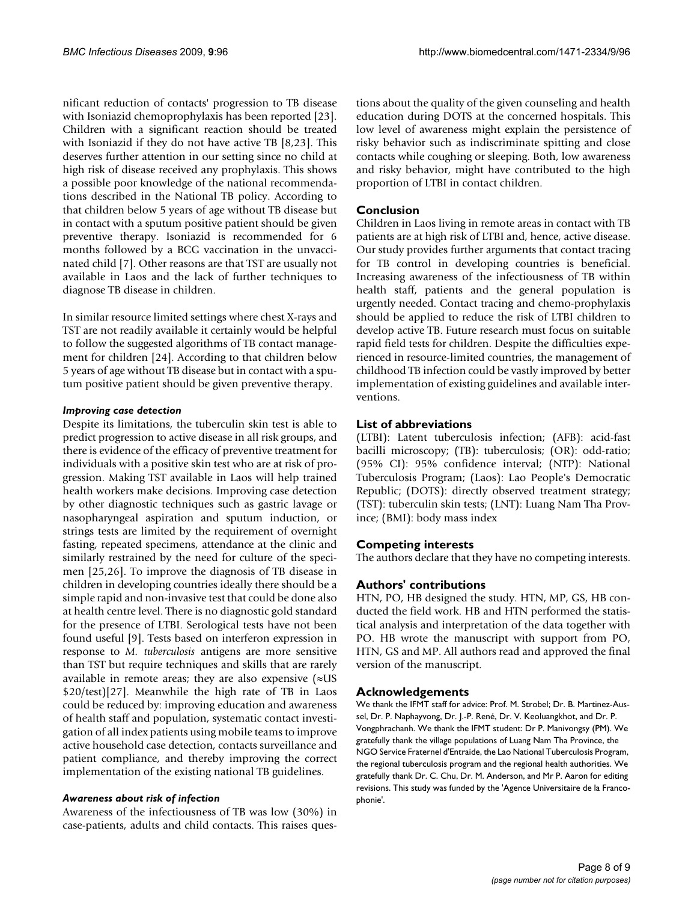nificant reduction of contacts' progression to TB disease with Isoniazid chemoprophylaxis has been reported [23]. Children with a significant reaction should be treated with Isoniazid if they do not have active TB [8,23]. This deserves further attention in our setting since no child at high risk of disease received any prophylaxis. This shows a possible poor knowledge of the national recommendations described in the National TB policy. According to that children below 5 years of age without TB disease but in contact with a sputum positive patient should be given preventive therapy. Isoniazid is recommended for 6 months followed by a BCG vaccination in the unvaccinated child [7]. Other reasons are that TST are usually not available in Laos and the lack of further techniques to diagnose TB disease in children.

In similar resource limited settings where chest X-rays and TST are not readily available it certainly would be helpful to follow the suggested algorithms of TB contact management for children [24]. According to that children below 5 years of age without TB disease but in contact with a sputum positive patient should be given preventive therapy.

#### *Improving case detection*

Despite its limitations, the tuberculin skin test is able to predict progression to active disease in all risk groups, and there is evidence of the efficacy of preventive treatment for individuals with a positive skin test who are at risk of progression. Making TST available in Laos will help trained health workers make decisions. Improving case detection by other diagnostic techniques such as gastric lavage or nasopharyngeal aspiration and sputum induction, or strings tests are limited by the requirement of overnight fasting, repeated specimens, attendance at the clinic and similarly restrained by the need for culture of the specimen [25,26]. To improve the diagnosis of TB disease in children in developing countries ideally there should be a simple rapid and non-invasive test that could be done also at health centre level. There is no diagnostic gold standard for the presence of LTBI. Serological tests have not been found useful [9]. Tests based on interferon expression in response to *M. tuberculosis* antigens are more sensitive than TST but require techniques and skills that are rarely available in remote areas; they are also expensive (≈US \$20/test)[27]. Meanwhile the high rate of TB in Laos could be reduced by: improving education and awareness of health staff and population, systematic contact investigation of all index patients using mobile teams to improve active household case detection, contacts surveillance and patient compliance, and thereby improving the correct implementation of the existing national TB guidelines.

#### *Awareness about risk of infection*

Awareness of the infectiousness of TB was low (30%) in case-patients, adults and child contacts. This raises questions about the quality of the given counseling and health education during DOTS at the concerned hospitals. This low level of awareness might explain the persistence of risky behavior such as indiscriminate spitting and close contacts while coughing or sleeping. Both, low awareness and risky behavior, might have contributed to the high proportion of LTBI in contact children.

## Conclusion

Children in Laos living in remote areas in contact with TB patients are at high risk of LTBI and, hence, active disease. Our study provides further arguments that contact tracing for TB control in developing countries is beneficial. Increasing awareness of the infectiousness of TB within health staff, patients and the general population is urgently needed. Contact tracing and chemo-prophylaxis should be applied to reduce the risk of LTBI children to develop active TB. Future research must focus on suitable rapid field tests for children. Despite the difficulties experienced in resource-limited countries, the management of childhood TB infection could be vastly improved by better implementation of existing guidelines and available interventions.

## List of abbreviations

(LTBI): Latent tuberculosis infection; (AFB): acid-fast bacilli microscopy; (TB): tuberculosis; (OR): odd-ratio; (95% CI): 95% confidence interval; (NTP): National Tuberculosis Program; (Laos): Lao People's Democratic Republic; (DOTS): directly observed treatment strategy; (TST): tuberculin skin tests; (LNT): Luang Nam Tha Province; (BMI): body mass index

## Competing interests

The authors declare that they have no competing interests.

## Authors' contributions

HTN, PO, HB designed the study. HTN, MP, GS, HB conducted the field work. HB and HTN performed the statistical analysis and interpretation of the data together with PO. HB wrote the manuscript with support from PO, HTN, GS and MP. All authors read and approved the final version of the manuscript.

## Acknowledgements

We thank the IFMT staff for advice: Prof. M. Strobel; Dr. B. Martinez-Aussel, Dr. P. Naphayvong, Dr. J.-P. René, Dr. V. Keoluangkhot, and Dr. P. Vongphrachanh. We thank the IFMT student: Dr P. Manivongsy (PM). We gratefully thank the village populations of Luang Nam Tha Province, the NGO Service Fraternel d'Entraide, the Lao National Tuberculosis Program, the regional tuberculosis program and the regional health authorities. We gratefully thank Dr. C. Chu, Dr. M. Anderson, and Mr P. Aaron for editing revisions. This study was funded by the 'Agence Universitaire de la Francophonie'.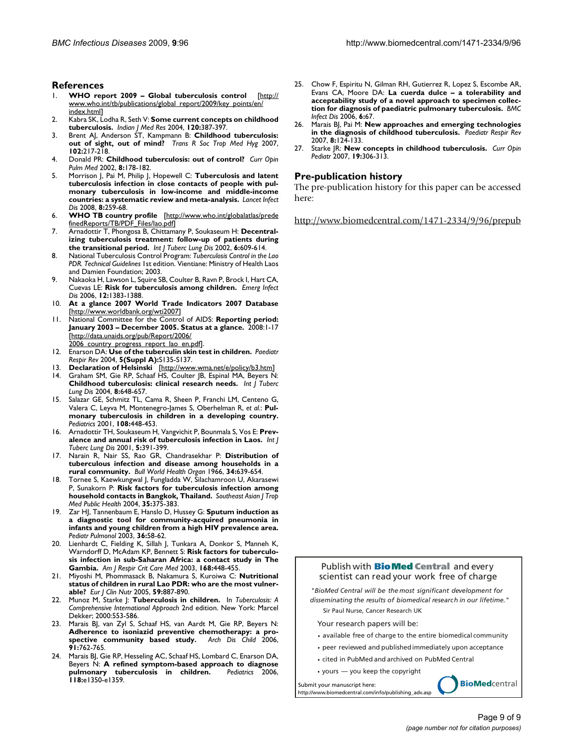## References

1. **WHO report 2009 – Global tuberculosis control** [http://www.who.int/tb/publications/global_report/2009/key_points/en/index.html]
2. Kabra SK, Lodha R, Seth V: **Some current concepts on childhood tuberculosis.** *Indian J Med Res* 2004, **120:**387-397.
3. Brent AJ, Anderson ST, Kampmann B: **Childhood tuberculosis: out of sight, out of mind?** *Trans R Soc Trop Med Hyg* 2007, **102:**217-218.
4. Donald PR: **Childhood tuberculosis: out of control?** *Curr Opin Pulm Med* 2002, **8:**178-182.
5. Morrison J, Pai M, Philip J, Hopewell C: **Tuberculosis and latent tuberculosis infection in close contacts of people with pulmonary tuberculosis in low-income and middle-income countries: a systematic review and meta-analysis.** *Lancet Infect Dis* 2008, **8:**259-68.
6. **WHO TB country profile** [http://www.who.int/globalatlas/predefinedReports/TB/PDF_Files/lao.pdf]
7. Arnadottir T, Phongosa B, Chittamany P, Soukaseum H: **Decentralizing tuberculosis treatment: follow-up of patients during the transitional period.** *Int J Tuberc Lung Dis* 2002, **6:**609-614.
8. National Tuberculosis Control Program: *Tuberculosis Control in the Lao PDR. Technical Guidelines* 1st edition. Vientiane: Ministry of Health Laos and Damien Foundation; 2003.
9. Nakaoka H, Lawson L, Squire SB, Coulter B, Ravn P, Brock I, Hart CA, Cuevas LE: **Risk for tuberculosis among children.** *Emerg Infect Dis* 2006, **12:**1383-1388.
10. **At a glance 2007 World Trade Indicators 2007 Database** [http://www.worldbank.org/wti2007]
11. National Committee for the Control of AIDS: **Reporting period: January 2003 – December 2005. Status at a glance.** 2008:1-17 [http://data.unaids.org/pub/Report/2006/2006_country_progress_report_lao_en.pdf].
12. Enarson DA: **Use of the tuberculin skin test in children.** *Paediatr Respir Rev* 2004, **5(Suppl A):**S135-S137.
13. **Declaration of Helsinki** [http://www.wma.net/e/policy/b3.htm]
14. Graham SM, Gie RP, Schaaf HS, Coulter JB, Espinal MA, Beyers N: **Childhood tuberculosis: clinical research needs.** *Int J Tuberc Lung Dis* 2004, **8:**648-657.
15. Salazar GE, Schmitz TL, Cama R, Sheen P, Franchi LM, Centeno G, Valera C, Leyva M, Montenegro-James S, Oberhelman R, *et al.*: **Pulmonary tuberculosis in children in a developing country.** *Pediatrics* 2001, **108:**448-453.
16. Arnadottir TH, Soukaseum H, Vangvichit P, Bounmala S, Vos E: **Prevalence and annual risk of tuberculosis infection in Laos.** *Int J Tuberc Lung Dis* 2001, **5:**391-399.
17. Narain R, Nair SS, Rao GR, Chandrasekhar P: **Distribution of tuberculous infection and disease among households in a rural community.** *Bull World Health Organ* 1966, **34:**639-654.
18. Tornee S, Kaewkungwal J, Fungladda W, Silachamroon U, Akarasewi P, Sunakorn P: **Risk factors for tuberculosis infection among household contacts in Bangkok, Thailand.** *Southeast Asian J Trop Med Public Health* 2004, **35:**375-383.
19. Zar HJ, Tannenbaum E, Hanslo D, Hussey G: **Sputum induction as a diagnostic tool for community-acquired pneumonia in infants and young children from a high HIV prevalence area.** *Pediatr Pulmonol* 2003, **36:**58-62.
20. Lienhardt C, Fielding K, Sillah J, Tunkara A, Donkor S, Manneh K, Warndorff D, McAdam KP, Bennett S: **Risk factors for tuberculosis infection in sub-Saharan Africa: a contact study in The Gambia.** *Am J Respir Crit Care Med* 2003, **168:**448-455.
21. Miyoshi M, Phommasack B, Nakamura S, Kuroiwa C: **Nutritional status of children in rural Lao PDR: who are the most vulnerable?** *Eur J Clin Nutr* 2005, **59:**887-890.
22. Munoz M, Starke J: **Tuberculosis in children.** In *Tuberculosis: A Comprehensive International Approach* 2nd edition. New York: Marcel Dekker; 2000:553-586.
23. Marais BJ, van Zyl S, Schaaf HS, van Aardt M, Gie RP, Beyers N: **Adherence to isoniazid preventive chemotherapy: a prospective community based study.** *Arch Dis Child* 2006, **91:**762-765.
24. Marais BJ, Gie RP, Hesseling AC, Schaaf HS, Lombard C, Enarson DA, Beyers N: **A refined symptom-based approach to diagnose pulmonary tuberculosis in children.** *Pediatrics* 2006, **118:**e1350-e1359.
25. Chow F, Espiritu N, Gilman RH, Gutierrez R, Lopez S, Escombe AR, Evans CA, Moore DA: **La cuerda dulce – a tolerability and acceptability study of a novel approach to specimen collection for diagnosis of paediatric pulmonary tuberculosis.** *BMC Infect Dis* 2006, **6:**67.
26. Marais BJ, Pai M: **New approaches and emerging technologies in the diagnosis of childhood tuberculosis.** *Paediatr Respir Rev* 2007, **8:**124-133.
27. Starke JR: **New concepts in childhood tuberculosis.** *Curr Opin Pediatr* 2007, **19:**306-313.

## Pre-publication history

The pre-publication history for this paper can be accessed here:

http://www.biomedcentral.com/1471-2334/9/96/prepub

Publish with **BioMed Central** and every scientist can read your work free of charge

*"BioMed Central will be the most significant development for disseminating the results of biomedical research in our lifetime."*

Sir Paul Nurse, Cancer Research UK

Your research papers will be:

- available free of charge to the entire biomedical community
- peer reviewed and published immediately upon acceptance
- cited in PubMed and archived on PubMed Central
- yours — you keep the copyright

Submit your manuscript here:
http://www.biomedcentral.com/info/publishing_adv.asp

BioMedcentral